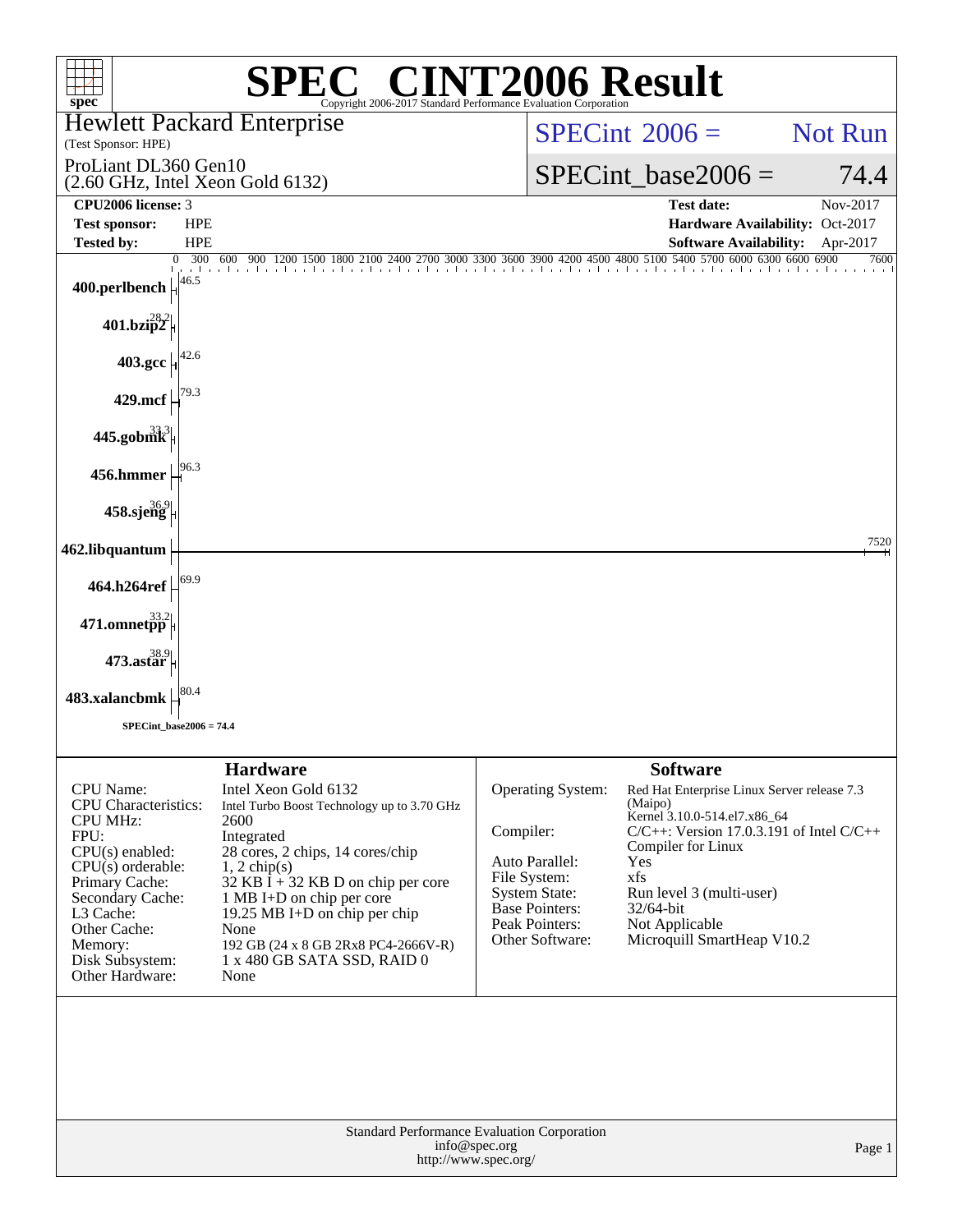# SPEC® CINT2006 Result

Copyright 2006-2017 Standard Performance Evaluation Corporation

**Hewlett Packard Enterprise**
(Test Sponsor: HPE)

ProLiant DL360 Gen10
(2.60 GHz, Intel Xeon Gold 6132)

SPECint 2006 = Not Run

SPECint_base2006 = 74.4

| | | | |
|---|---|---|---|
| **CPU2006 license:** | 3 | **Test date:** | Nov-2017 |
| **Test sponsor:** | HPE | **Hardware Availability:** | Oct-2017 |
| **Tested by:** | HPE | **Software Availability:** | Apr-2017 |

| Benchmark | Base Ratio |
|---|---|
| 400.perlbench | 46.5 |
| 401.bzip2 | 28.2 |
| 403.gcc | 42.6 |
| 429.mcf | 79.3 |
| 445.gobmk | 33.3 |
| 456.hmmer | 96.3 |
| 458.sjeng | 36.9 |
| 462.libquantum | 7520 |
| 464.h264ref | 69.9 |
| 471.omnetpp | 33.2 |
| 473.astar | 38.9 |
| 483.xalancbmk | 80.4 |

SPECint_base2006 = 74.4

## Hardware

| | |
|---|---|
| CPU Name: | Intel Xeon Gold 6132 |
| CPU Characteristics: | Intel Turbo Boost Technology up to 3.70 GHz |
| CPU MHz: | 2600 |
| FPU: | Integrated |
| CPU(s) enabled: | 28 cores, 2 chips, 14 cores/chip |
| CPU(s) orderable: | 1, 2 chip(s) |
| Primary Cache: | 32 KB I + 32 KB D on chip per core |
| Secondary Cache: | 1 MB I+D on chip per core |
| L3 Cache: | 19.25 MB I+D on chip per chip |
| Other Cache: | None |
| Memory: | 192 GB (24 x 8 GB 2Rx8 PC4-2666V-R) |
| Disk Subsystem: | 1 x 480 GB SATA SSD, RAID 0 |
| Other Hardware: | None |

## Software

| | |
|---|---|
| Operating System: | Red Hat Enterprise Linux Server release 7.3 (Maipo) Kernel 3.10.0-514.el7.x86_64 |
| Compiler: | C/C++: Version 17.0.3.191 of Intel C/C++ Compiler for Linux |
| Auto Parallel: | Yes |
| File System: | xfs |
| System State: | Run level 3 (multi-user) |
| Base Pointers: | 32/64-bit |
| Peak Pointers: | Not Applicable |
| Other Software: | Microquill SmartHeap V10.2 |

Standard Performance Evaluation Corporation
info@spec.org
http://www.spec.org/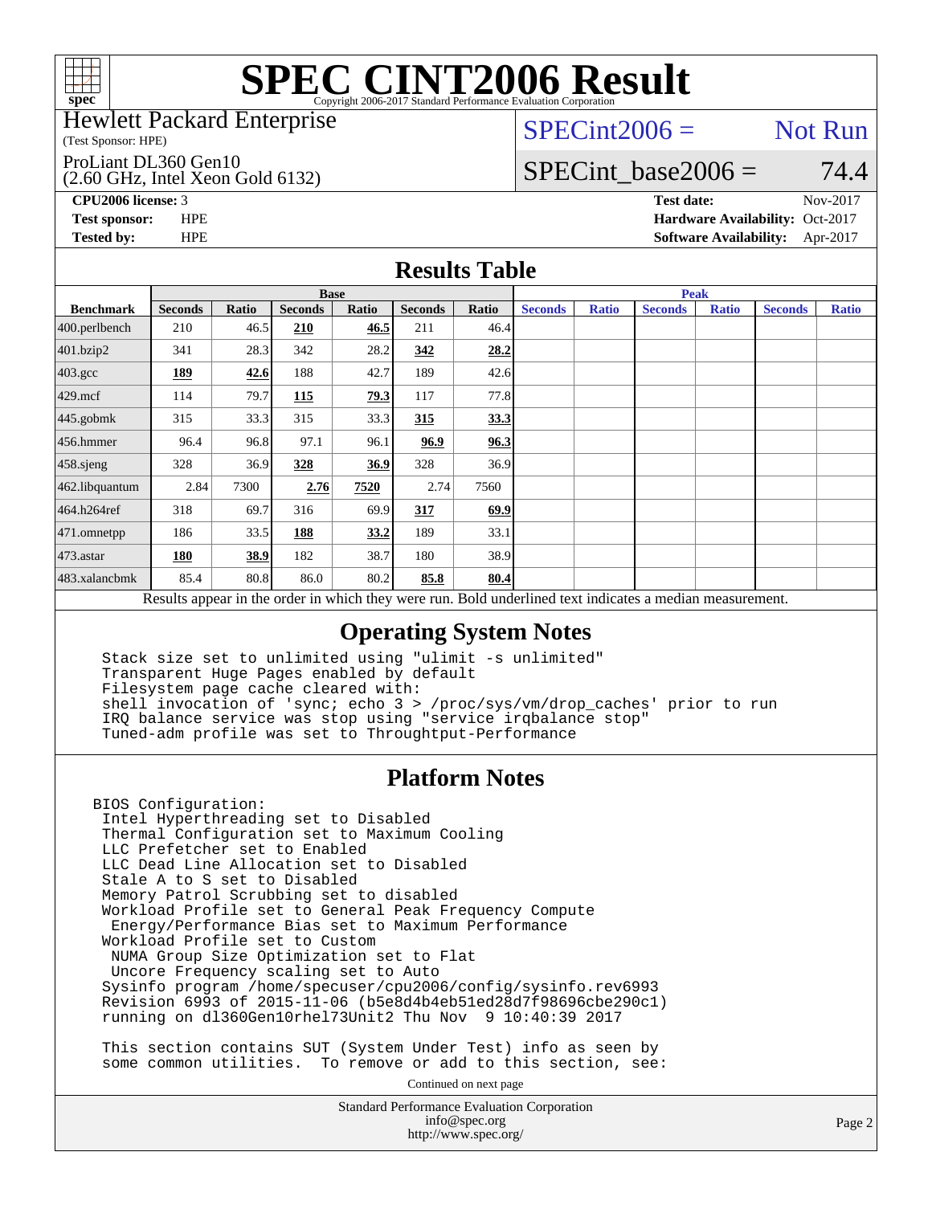# SPEC CINT2006 Result

Copyright 2006-2017 Standard Performance Evaluation Corporation

Hewlett Packard Enterprise
(Test Sponsor: HPE)

ProLiant DL360 Gen10
(2.60 GHz, Intel Xeon Gold 6132)

SPECint2006 = Not Run

SPECint_base2006 = 74.4

| | | | |
|---|---|---|---|
| **CPU2006 license:** 3 | | **Test date:** | Nov-2017 |
| **Test sponsor:** | HPE | **Hardware Availability:** | Oct-2017 |
| **Tested by:** | HPE | **Software Availability:** | Apr-2017 |

## Results Table

| Benchmark | Base | | | | | | Peak | | | | | |
|---|---|---|---|---|---|---|---|---|---|---|---|---|
| | Seconds | Ratio | Seconds | Ratio | Seconds | Ratio | Seconds | Ratio | Seconds | Ratio | Seconds | Ratio |
| 400.perlbench | 210 | 46.5 | **210** | **46.5** | 211 | 46.4 | | | | | | |
| 401.bzip2 | 341 | 28.3 | 342 | 28.2 | **342** | **28.2** | | | | | | |
| 403.gcc | **189** | **42.6** | 188 | 42.7 | 189 | 42.6 | | | | | | |
| 429.mcf | 114 | 79.7 | **115** | **79.3** | 117 | 77.8 | | | | | | |
| 445.gobmk | 315 | 33.3 | 315 | 33.3 | **315** | **33.3** | | | | | | |
| 456.hmmer | 96.4 | 96.8 | 97.1 | 96.1 | **96.9** | **96.3** | | | | | | |
| 458.sjeng | 328 | 36.9 | **328** | **36.9** | 328 | 36.9 | | | | | | |
| 462.libquantum | 2.84 | 7300 | **2.76** | **7520** | 2.74 | 7560 | | | | | | |
| 464.h264ref | 318 | 69.7 | 316 | 69.9 | **317** | **69.9** | | | | | | |
| 471.omnetpp | 186 | 33.5 | **188** | **33.2** | 189 | 33.1 | | | | | | |
| 473.astar | **180** | **38.9** | 182 | 38.7 | 180 | 38.9 | | | | | | |
| 483.xalancbmk | 85.4 | 80.8 | 86.0 | 80.2 | **85.8** | **80.4** | | | | | | |

Results appear in the order in which they were run. Bold underlined text indicates a median measurement.

## Operating System Notes

```
Stack size set to unlimited using "ulimit -s unlimited"
Transparent Huge Pages enabled by default
Filesystem page cache cleared with:
shell invocation of 'sync; echo 3 > /proc/sys/vm/drop_caches' prior to run
IRQ balance service was stop using "service irqbalance stop"
Tuned-adm profile was set to Throughtput-Performance
```

## Platform Notes

```
BIOS Configuration:
 Intel Hyperthreading set to Disabled
 Thermal Configuration set to Maximum Cooling
 LLC Prefetcher set to Enabled
 LLC Dead Line Allocation set to Disabled
 Stale A to S set to Disabled
 Memory Patrol Scrubbing set to disabled
 Workload Profile set to General Peak Frequency Compute
  Energy/Performance Bias set to Maximum Performance
 Workload Profile set to Custom
  NUMA Group Size Optimization set to Flat
  Uncore Frequency scaling set to Auto
 Sysinfo program /home/specuser/cpu2006/config/sysinfo.rev6993
 Revision 6993 of 2015-11-06 (b5e8d4b4eb51ed28d7f98696cbe290c1)
 running on dl360Gen10rhel73Unit2 Thu Nov  9 10:40:39 2017

 This section contains SUT (System Under Test) info as seen by
 some common utilities.  To remove or add to this section, see:
```

Continued on next page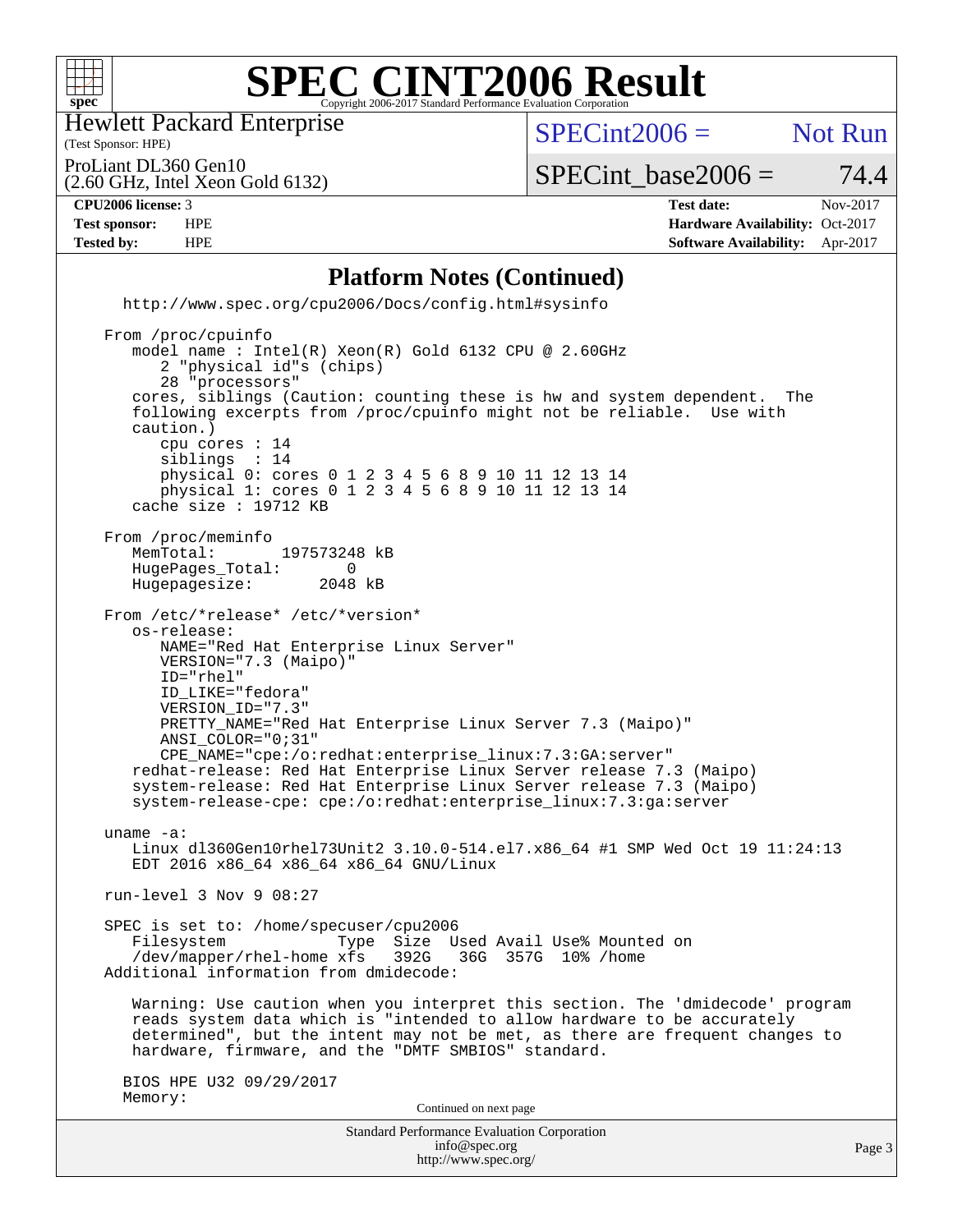# SPEC CINT2006 Result

Copyright 2006-2017 Standard Performance Evaluation Corporation

Hewlett Packard Enterprise
(Test Sponsor: HPE)

ProLiant DL360 Gen10
(2.60 GHz, Intel Xeon Gold 6132)

SPECint2006 = Not Run

SPECint_base2006 = 74.4

| | | | |
|---|---|---|---|
| **CPU2006 license:** | 3 | **Test date:** | Nov-2017 |
| **Test sponsor:** | HPE | **Hardware Availability:** | Oct-2017 |
| **Tested by:** | HPE | **Software Availability:** | Apr-2017 |

## Platform Notes (Continued)

```
   http://www.spec.org/cpu2006/Docs/config.html#sysinfo

 From /proc/cpuinfo
    model name : Intel(R) Xeon(R) Gold 6132 CPU @ 2.60GHz
       2 "physical id"s (chips)
       28 "processors"
    cores, siblings (Caution: counting these is hw and system dependent.  The
    following excerpts from /proc/cpuinfo might not be reliable.  Use with
    caution.)
       cpu cores : 14
       siblings  : 14
       physical 0: cores 0 1 2 3 4 5 6 8 9 10 11 12 13 14
       physical 1: cores 0 1 2 3 4 5 6 8 9 10 11 12 13 14
    cache size : 19712 KB

 From /proc/meminfo
    MemTotal:       197573248 kB
    HugePages_Total:       0
    Hugepagesize:       2048 kB

 From /etc/*release* /etc/*version*
    os-release:
       NAME="Red Hat Enterprise Linux Server"
       VERSION="7.3 (Maipo)"
       ID="rhel"
       ID_LIKE="fedora"
       VERSION_ID="7.3"
       PRETTY_NAME="Red Hat Enterprise Linux Server 7.3 (Maipo)"
       ANSI_COLOR="0;31"
       CPE_NAME="cpe:/o:redhat:enterprise_linux:7.3:GA:server"
    redhat-release: Red Hat Enterprise Linux Server release 7.3 (Maipo)
    system-release: Red Hat Enterprise Linux Server release 7.3 (Maipo)
    system-release-cpe: cpe:/o:redhat:enterprise_linux:7.3:ga:server

 uname -a:
    Linux dl360Gen10rhel73Unit2 3.10.0-514.el7.x86_64 #1 SMP Wed Oct 19 11:24:13
    EDT 2016 x86_64 x86_64 x86_64 GNU/Linux

 run-level 3 Nov 9 08:27

 SPEC is set to: /home/specuser/cpu2006
    Filesystem            Type  Size  Used Avail Use% Mounted on
    /dev/mapper/rhel-home xfs   392G   36G  357G  10% /home
 Additional information from dmidecode:

    Warning: Use caution when you interpret this section. The 'dmidecode' program
    reads system data which is "intended to allow hardware to be accurately
    determined", but the intent may not be met, as there are frequent changes to
    hardware, firmware, and the "DMTF SMBIOS" standard.

   BIOS HPE U32 09/29/2017
   Memory:
```

Continued on next page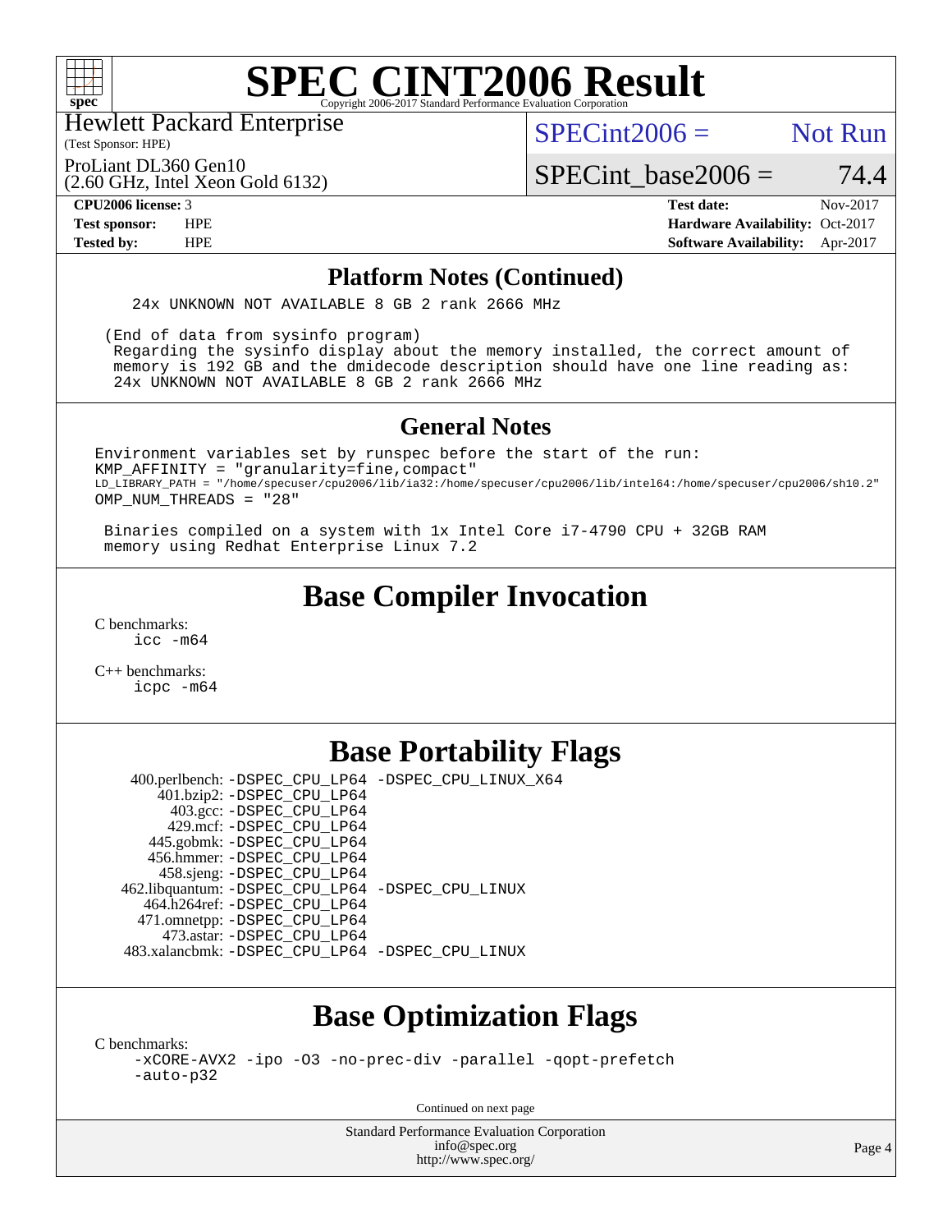# SPEC CINT2006 Result

Hewlett Packard Enterprise
(Test Sponsor: HPE)

ProLiant DL360 Gen10
(2.60 GHz, Intel Xeon Gold 6132)

SPECint2006 = Not Run

SPECint_base2006 = 74.4

| | | | |
|---|---|---|---|
| **CPU2006 license:** 3 | | **Test date:** | Nov-2017 |
| **Test sponsor:** | HPE | **Hardware Availability:** | Oct-2017 |
| **Tested by:** | HPE | **Software Availability:** | Apr-2017 |

## Platform Notes (Continued)

```
24x UNKNOWN NOT AVAILABLE 8 GB 2 rank 2666 MHz

(End of data from sysinfo program)
Regarding the sysinfo display about the memory installed, the correct amount of
memory is 192 GB and the dmidecode description should have one line reading as:
24x UNKNOWN NOT AVAILABLE 8 GB 2 rank 2666 MHz
```

## General Notes

```
Environment variables set by runspec before the start of the run:
KMP_AFFINITY = "granularity=fine,compact"
LD_LIBRARY_PATH = "/home/specuser/cpu2006/lib/ia32:/home/specuser/cpu2006/lib/intel64:/home/specuser/cpu2006/sh10.2"
OMP_NUM_THREADS = "28"

Binaries compiled on a system with 1x Intel Core i7-4790 CPU + 32GB RAM
memory using Redhat Enterprise Linux 7.2
```

## Base Compiler Invocation

C benchmarks:
icc -m64

C++ benchmarks:
icpc -m64

## Base Portability Flags

400.perlbench: -DSPEC_CPU_LP64 -DSPEC_CPU_LINUX_X64
401.bzip2: -DSPEC_CPU_LP64
403.gcc: -DSPEC_CPU_LP64
429.mcf: -DSPEC_CPU_LP64
445.gobmk: -DSPEC_CPU_LP64
456.hmmer: -DSPEC_CPU_LP64
458.sjeng: -DSPEC_CPU_LP64
462.libquantum: -DSPEC_CPU_LP64 -DSPEC_CPU_LINUX
464.h264ref: -DSPEC_CPU_LP64
471.omnetpp: -DSPEC_CPU_LP64
473.astar: -DSPEC_CPU_LP64
483.xalancbmk: -DSPEC_CPU_LP64 -DSPEC_CPU_LINUX

## Base Optimization Flags

C benchmarks:
-xCORE-AVX2 -ipo -O3 -no-prec-div -parallel -qopt-prefetch
-auto-p32

Continued on next page

Standard Performance Evaluation Corporation
info@spec.org
http://www.spec.org/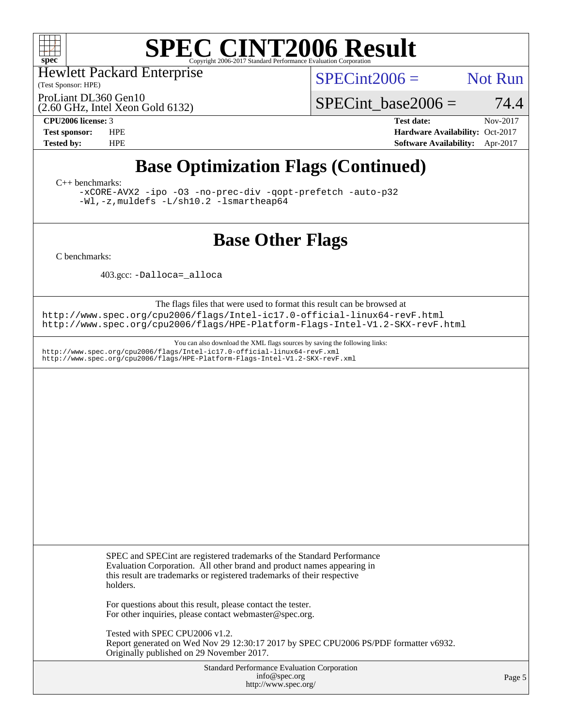## Base Optimization Flags (Continued)

C++ benchmarks:

```
-xCORE-AVX2 -ipo -O3 -no-prec-div -qopt-prefetch -auto-p32
-Wl,-z,muldefs -L/sh10.2 -lsmartheap64
```

## Base Other Flags

C benchmarks:

403.gcc: `-Dalloca=_alloca`

The flags files that were used to format this result can be browsed at
http://www.spec.org/cpu2006/flags/Intel-ic17.0-official-linux64-revF.html
http://www.spec.org/cpu2006/flags/HPE-Platform-Flags-Intel-V1.2-SKX-revF.html

You can also download the XML flags sources by saving the following links:
http://www.spec.org/cpu2006/flags/Intel-ic17.0-official-linux64-revF.xml
http://www.spec.org/cpu2006/flags/HPE-Platform-Flags-Intel-V1.2-SKX-revF.xml

SPEC and SPECint are registered trademarks of the Standard Performance Evaluation Corporation. All other brand and product names appearing in this result are trademarks or registered trademarks of their respective holders.

For questions about this result, please contact the tester.
For other inquiries, please contact webmaster@spec.org.

Tested with SPEC CPU2006 v1.2.
Report generated on Wed Nov 29 12:30:17 2017 by SPEC CPU2006 PS/PDF formatter v6932.
Originally published on 29 November 2017.